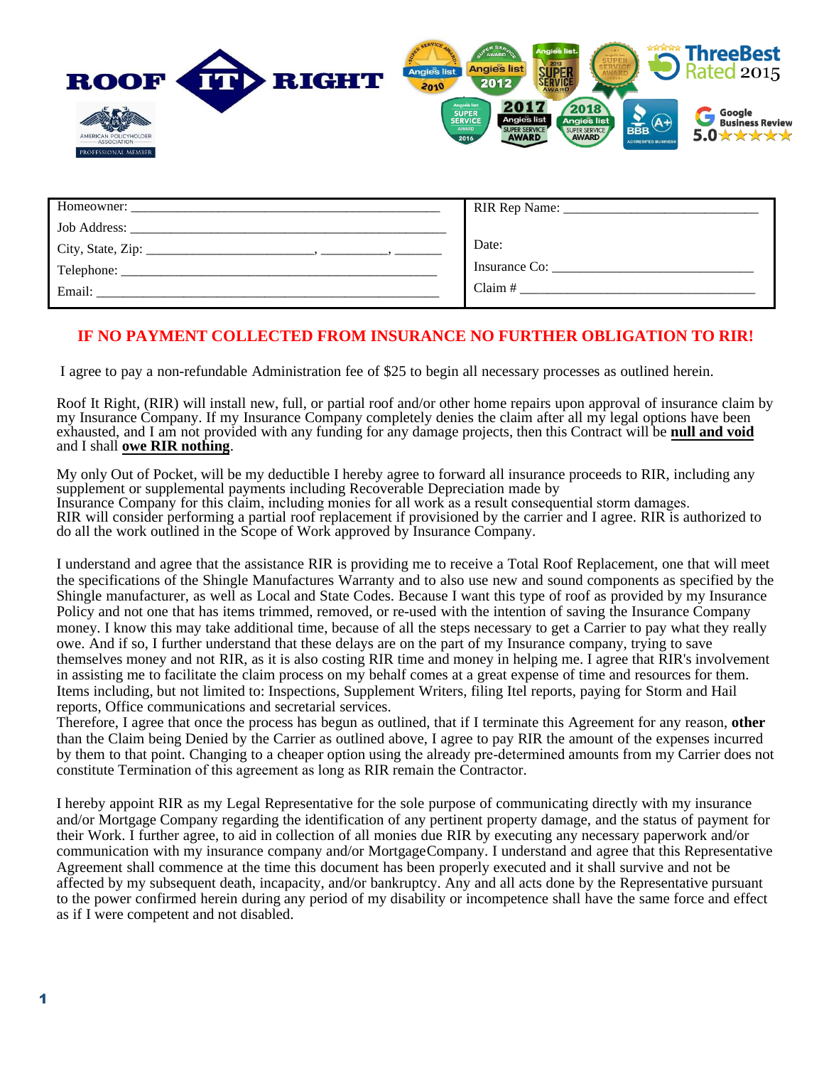# ROOF IT RIGHT

AMERICAN POLICYHOLDER ASSOCIATION
PROFESSIONAL MEMBER

Angie's list Super Service Award 2010 · Angie's list Super Service Award 2012 · Angie's list 2013 Super Service Award · Super Service Award · ThreeBest Rated 2015 · Angie's list Super Service Award 2016 · 2017 Angie's list Super Service Award · 2018 Angie's list Super Service Award · BBB A+ Accredited Business · Google Business Review 5.0

| | |
|---|---|
| Homeowner: ______________________________________________ | RIR Rep Name: ____________________________ |
| Job Address: ______________________________________________ | |
| City, State, Zip: _______________________, _________, _______ | Date: |
| Telephone: _______________________________________________ | Insurance Co: ______________________________ |
| Email: ___________________________________________________ | Claim # ___________________________________ |

**IF NO PAYMENT COLLECTED FROM INSURANCE NO FURTHER OBLIGATION TO RIR!**

I agree to pay a non-refundable Administration fee of $25 to begin all necessary processes as outlined herein.

Roof It Right, (RIR) will install new, full, or partial roof and/or other home repairs upon approval of insurance claim by my Insurance Company. If my Insurance Company completely denies the claim after all my legal options have been exhausted, and I am not provided with any funding for any damage projects, then this Contract will be **null and void** and I shall **owe RIR nothing**.

My only Out of Pocket, will be my deductible I hereby agree to forward all insurance proceeds to RIR, including any supplement or supplemental payments including Recoverable Depreciation made by Insurance Company for this claim, including monies for all work as a result consequential storm damages. RIR will consider performing a partial roof replacement if provisioned by the carrier and I agree. RIR is authorized to do all the work outlined in the Scope of Work approved by Insurance Company.

I understand and agree that the assistance RIR is providing me to receive a Total Roof Replacement, one that will meet the specifications of the Shingle Manufactures Warranty and to also use new and sound components as specified by the Shingle manufacturer, as well as Local and State Codes. Because I want this type of roof as provided by my Insurance Policy and not one that has items trimmed, removed, or re-used with the intention of saving the Insurance Company money. I know this may take additional time, because of all the steps necessary to get a Carrier to pay what they really owe. And if so, I further understand that these delays are on the part of my Insurance company, trying to save themselves money and not RIR, as it is also costing RIR time and money in helping me. I agree that RIR's involvement in assisting me to facilitate the claim process on my behalf comes at a great expense of time and resources for them. Items including, but not limited to: Inspections, Supplement Writers, filing Itel reports, paying for Storm and Hail reports, Office communications and secretarial services.
Therefore, I agree that once the process has begun as outlined, that if I terminate this Agreement for any reason, **other** than the Claim being Denied by the Carrier as outlined above, I agree to pay RIR the amount of the expenses incurred by them to that point. Changing to a cheaper option using the already pre-determined amounts from my Carrier does not constitute Termination of this agreement as long as RIR remain the Contractor.

I hereby appoint RIR as my Legal Representative for the sole purpose of communicating directly with my insurance and/or Mortgage Company regarding the identification of any pertinent property damage, and the status of payment for their Work. I further agree, to aid in collection of all monies due RIR by executing any necessary paperwork and/or communication with my insurance company and/or MortgageCompany. I understand and agree that this Representative Agreement shall commence at the time this document has been properly executed and it shall survive and not be affected by my subsequent death, incapacity, and/or bankruptcy. Any and all acts done by the Representative pursuant to the power confirmed herein during any period of my disability or incompetence shall have the same force and effect as if I were competent and not disabled.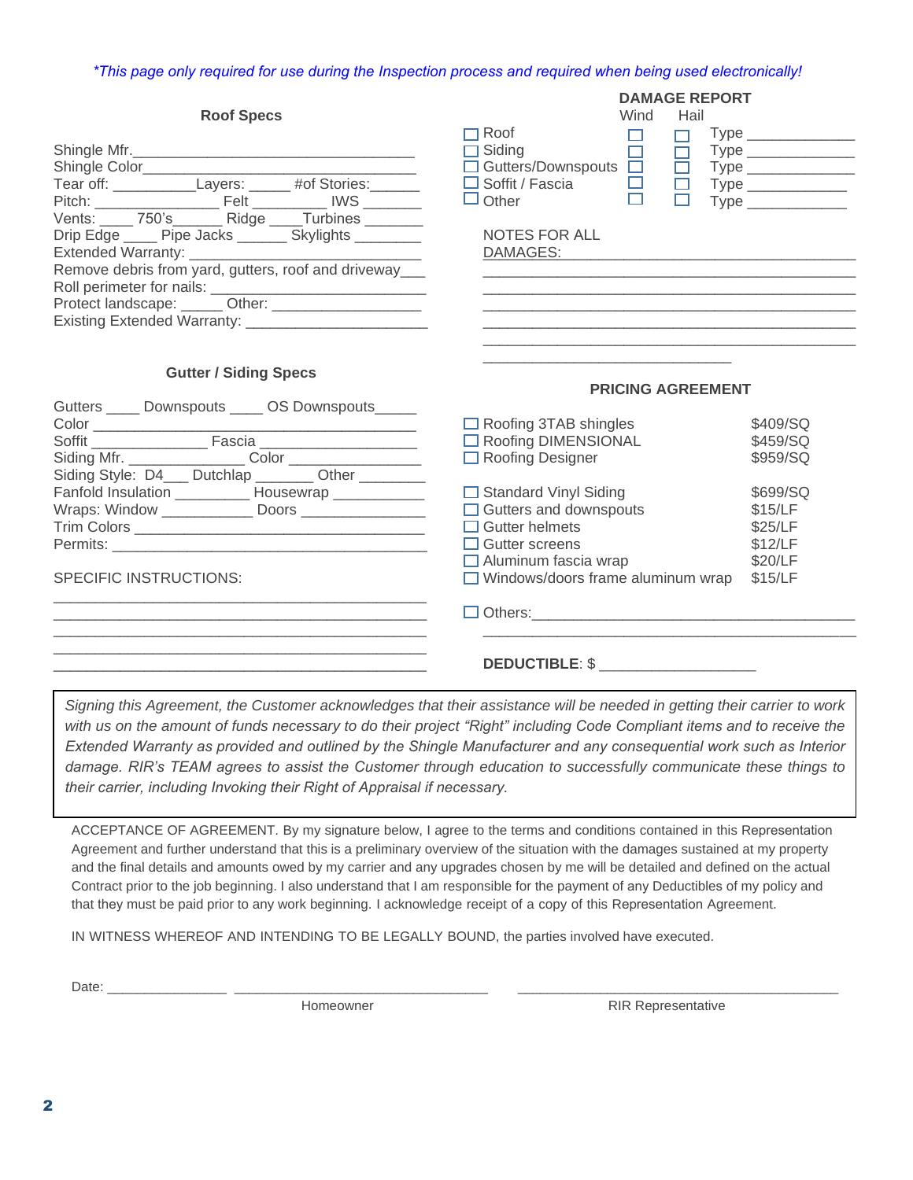*\*This page only required for use during the Inspection process and required when being used electronically!*

### Roof Specs

Shingle Mfr.___________________________________

Shingle Color__________________________________

Tear off: __________Layers: _____ #of Stories:______

Pitch: _______________ Felt _________ IWS _______

Vents: ____ 750's______ Ridge ____Turbines _______

Drip Edge ____ Pipe Jacks ______ Skylights ________

Extended Warranty: ______________________________

Remove debris from yard, gutters, roof and driveway___

Roll perimeter for nails: ___________________________

Protect landscape: _____ Other: __________________

Existing Extended Warranty: ______________________

### Gutter / Siding Specs

Gutters ____ Downspouts ____ OS Downspouts_____

Color _______________________________________

Soffit ______________ Fascia __________________

Siding Mfr. ______________ Color _______________

Siding Style: D4___ Dutchlap _______ Other ________

Fanfold Insulation _________ Housewrap ___________

Wraps: Window ___________ Doors _______________

Trim Colors __________________________________

Permits: _____________________________________

SPECIFIC INSTRUCTIONS:

_____________________________________________

_____________________________________________

_____________________________________________

_____________________________________________

_____________________________________________

### DAMAGE REPORT

| | Wind | Hail | |
|---|---|---|---|
| ☐ Roof | ☐ | ☐ | Type _____________ |
| ☐ Siding | ☐ | ☐ | Type _____________ |
| ☐ Gutters/Downspouts | ☐ | ☐ | Type _____________ |
| ☐ Soffit / Fascia | ☐ | ☐ | Type ____________ |
| ☐ Other | ☐ | ☐ | Type ____________ |

NOTES FOR ALL DAMAGES:___________________________________

_____________________________________________

_____________________________________________

_____________________________________________

_____________________________________________

_____________________________________________

______________________________

### PRICING AGREEMENT

| | |
|---|---|
| ☐ Roofing 3TAB shingles | $409/SQ |
| ☐ Roofing DIMENSIONAL | $459/SQ |
| ☐ Roofing Designer | $959/SQ |
| ☐ Standard Vinyl Siding | $699/SQ |
| ☐ Gutters and downspouts | $15/LF |
| ☐ Gutter helmets | $25/LF |
| ☐ Gutter screens | $12/LF |
| ☐ Aluminum fascia wrap | $20/LF |
| ☐ Windows/doors frame aluminum wrap | $15/LF |

☐ Others:_______________________________________

_____________________________________________

**DEDUCTIBLE**: $ __________________

*Signing this Agreement, the Customer acknowledges that their assistance will be needed in getting their carrier to work with us on the amount of funds necessary to do their project "Right" including Code Compliant items and to receive the Extended Warranty as provided and outlined by the Shingle Manufacturer and any consequential work such as Interior damage. RIR's TEAM agrees to assist the Customer through education to successfully communicate these things to their carrier, including Invoking their Right of Appraisal if necessary.*

ACCEPTANCE OF AGREEMENT. By my signature below, I agree to the terms and conditions contained in this Representation Agreement and further understand that this is a preliminary overview of the situation with the damages sustained at my property and the final details and amounts owed by my carrier and any upgrades chosen by me will be detailed and defined on the actual Contract prior to the job beginning. I also understand that I am responsible for the payment of any Deductibles of my policy and that they must be paid prior to any work beginning. I acknowledge receipt of a copy of this Representation Agreement.

IN WITNESS WHEREOF AND INTENDING TO BE LEGALLY BOUND, the parties involved have executed.

Date: _______________ ________________________________ ________________________________________

Homeowner RIR Representative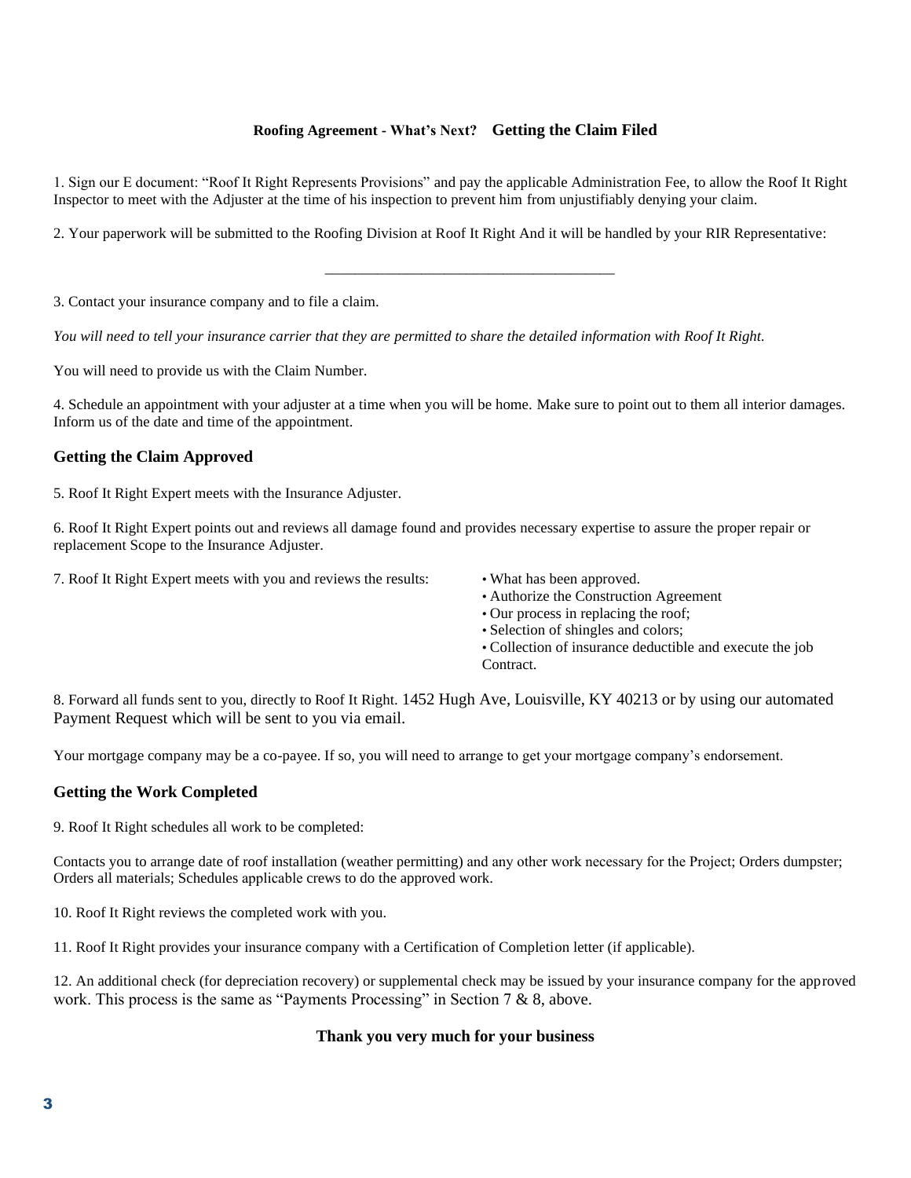**Roofing Agreement - What's Next? Getting the Claim Filed**

1. Sign our E document: "Roof It Right Represents Provisions" and pay the applicable Administration Fee, to allow the Roof It Right Inspector to meet with the Adjuster at the time of his inspection to prevent him from unjustifiably denying your claim.

2. Your paperwork will be submitted to the Roofing Division at Roof It Right And it will be handled by your RIR Representative:

_______________________________________

3. Contact your insurance company and to file a claim.

*You will need to tell your insurance carrier that they are permitted to share the detailed information with Roof It Right.*

You will need to provide us with the Claim Number.

4. Schedule an appointment with your adjuster at a time when you will be home. Make sure to point out to them all interior damages. Inform us of the date and time of the appointment.

## Getting the Claim Approved

5. Roof It Right Expert meets with the Insurance Adjuster.

6. Roof It Right Expert points out and reviews all damage found and provides necessary expertise to assure the proper repair or replacement Scope to the Insurance Adjuster.

7. Roof It Right Expert meets with you and reviews the results:
   - What has been approved.
   - Authorize the Construction Agreement
   - Our process in replacing the roof;
   - Selection of shingles and colors;
   - Collection of insurance deductible and execute the job Contract.

8. Forward all funds sent to you, directly to Roof It Right. 1452 Hugh Ave, Louisville, KY 40213 or by using our automated Payment Request which will be sent to you via email.

Your mortgage company may be a co-payee. If so, you will need to arrange to get your mortgage company's endorsement.

## Getting the Work Completed

9. Roof It Right schedules all work to be completed:

Contacts you to arrange date of roof installation (weather permitting) and any other work necessary for the Project; Orders dumpster; Orders all materials; Schedules applicable crews to do the approved work.

10. Roof It Right reviews the completed work with you.

11. Roof It Right provides your insurance company with a Certification of Completion letter (if applicable).

12. An additional check (for depreciation recovery) or supplemental check may be issued by your insurance company for the approved work. This process is the same as "Payments Processing" in Section 7 & 8, above.

**Thank you very much for your business**